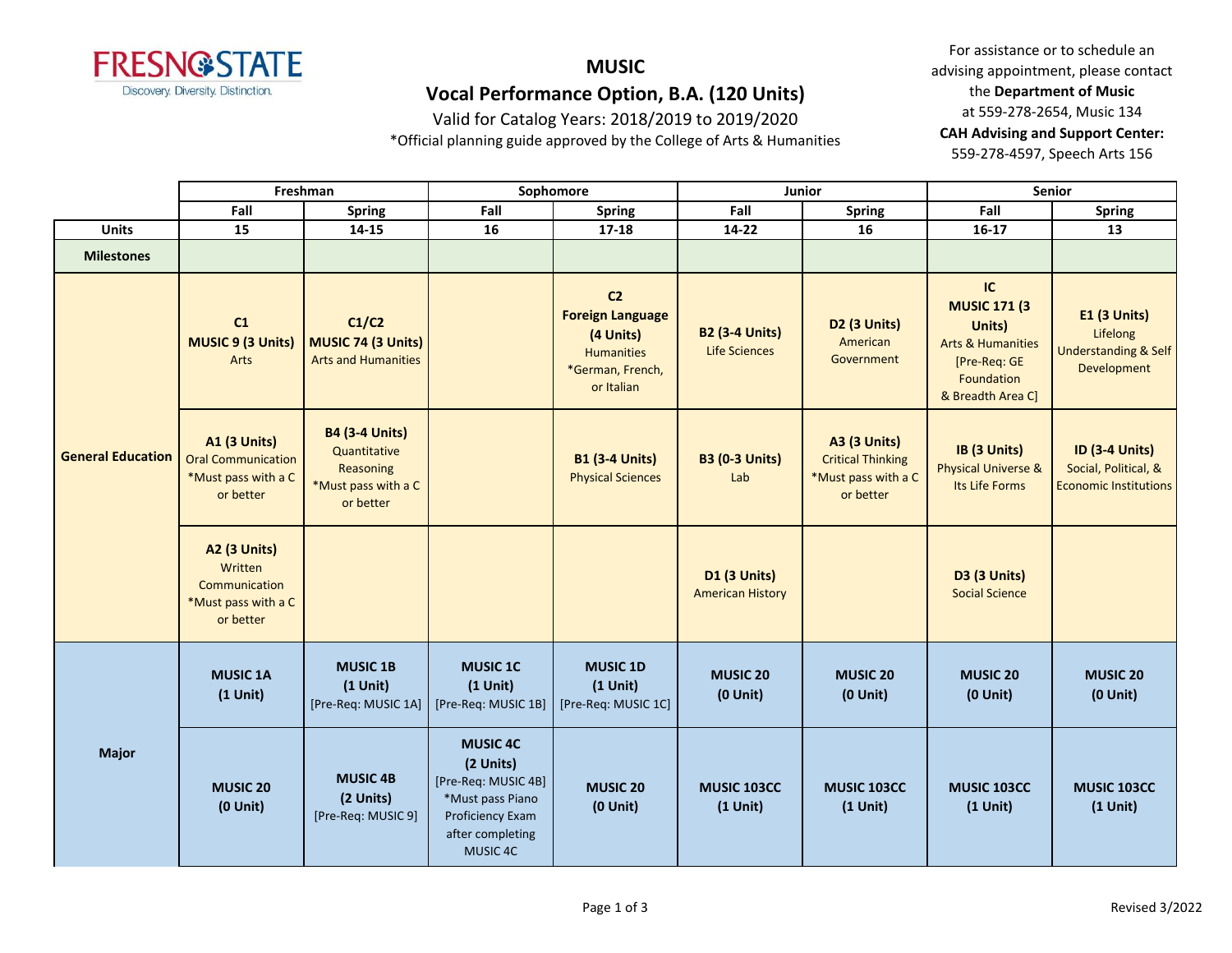FRESNO STATE
Discovery. Diversity. Distinction.

# MUSIC

## Vocal Performance Option, B.A. (120 Units)

Valid for Catalog Years: 2018/2019 to 2019/2020

*Official planning guide approved by the College of Arts & Humanities

For assistance or to schedule an advising appointment, please contact the **Department of Music** at 559-278-2654, Music 134

**CAH Advising and Support Center:** 559-278-4597, Speech Arts 156

| | Freshman | | Sophomore | | Junior | | Senior | |
|---|---|---|---|---|---|---|---|---|
| | Fall | Spring | Fall | Spring | Fall | Spring | Fall | Spring |
| **Units** | 15 | 14-15 | 16 | 17-18 | 14-22 | 16 | 16-17 | 13 |
| **Milestones** | | | | | | | | |
| **General Education** | **C1** **MUSIC 9 (3 Units)** Arts | **C1/C2** **MUSIC 74 (3 Units)** Arts and Humanities | | **C2** **Foreign Language (4 Units)** Humanities *German, French, or Italian | **B2 (3-4 Units)** Life Sciences | **D2 (3 Units)** American Government | **IC** **MUSIC 171 (3 Units)** Arts & Humanities [Pre-Req: GE Foundation & Breadth Area C] | **E1 (3 Units)** Lifelong Understanding & Self Development |
| | **A1 (3 Units)** Oral Communication *Must pass with a C or better | **B4 (3-4 Units)** Quantitative Reasoning *Must pass with a C or better | | **B1 (3-4 Units)** Physical Sciences | **B3 (0-3 Units)** Lab | **A3 (3 Units)** Critical Thinking *Must pass with a C or better | **IB (3 Units)** Physical Universe & Its Life Forms | **ID (3-4 Units)** Social, Political, & Economic Institutions |
| | **A2 (3 Units)** Written Communication *Must pass with a C or better | | | | **D1 (3 Units)** American History | | **D3 (3 Units)** Social Science | |
| **Major** | **MUSIC 1A (1 Unit)** | **MUSIC 1B (1 Unit)** [Pre-Req: MUSIC 1A] | **MUSIC 1C (1 Unit)** [Pre-Req: MUSIC 1B] | **MUSIC 1D (1 Unit)** [Pre-Req: MUSIC 1C] | **MUSIC 20 (0 Unit)** | **MUSIC 20 (0 Unit)** | **MUSIC 20 (0 Unit)** | **MUSIC 20 (0 Unit)** |
| | **MUSIC 20 (0 Unit)** | **MUSIC 4B (2 Units)** [Pre-Req: MUSIC 9] | **MUSIC 4C (2 Units)** [Pre-Req: MUSIC 4B] *Must pass Piano Proficiency Exam after completing MUSIC 4C | **MUSIC 20 (0 Unit)** | **MUSIC 103CC (1 Unit)** | **MUSIC 103CC (1 Unit)** | **MUSIC 103CC (1 Unit)** | **MUSIC 103CC (1 Unit)** |

Revised 3/2022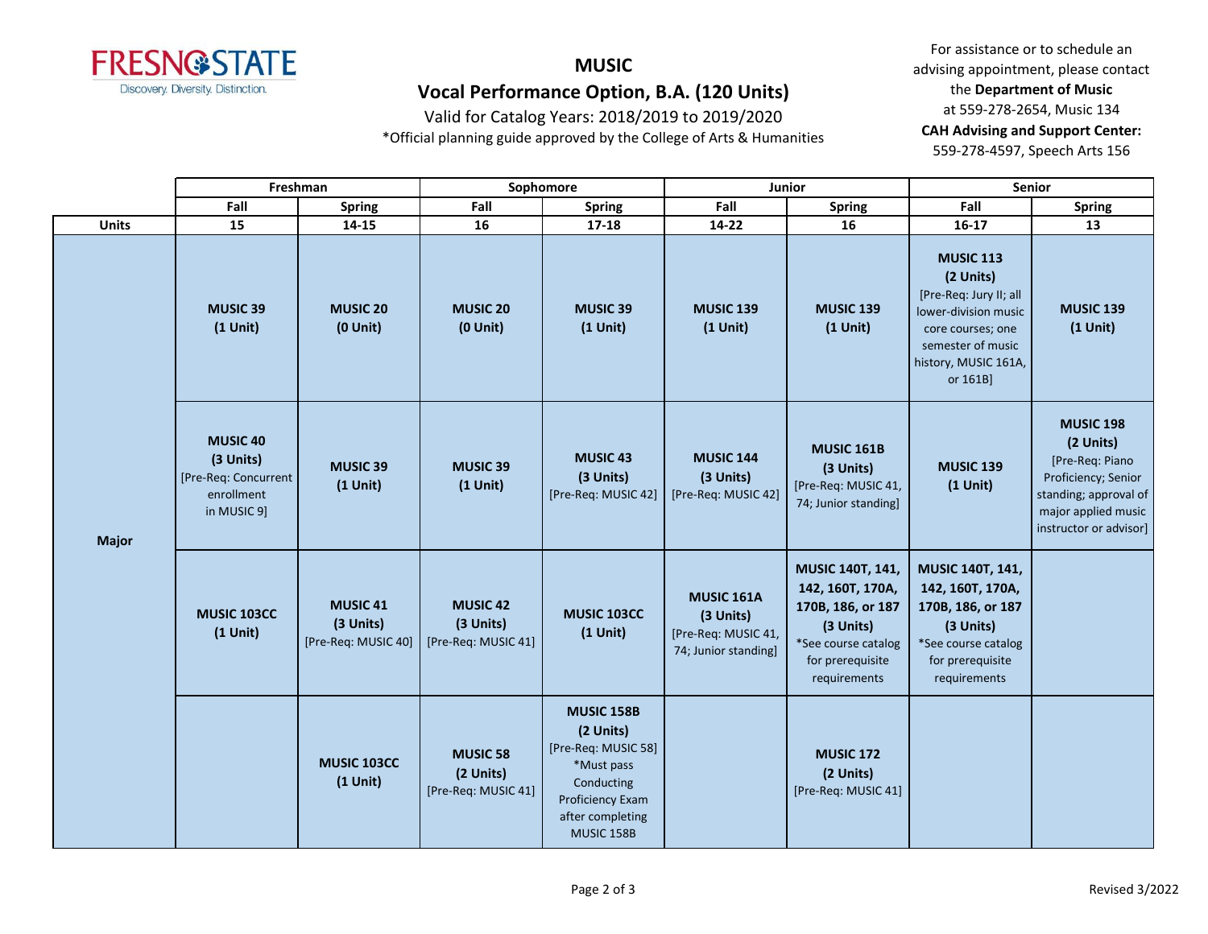# MUSIC

## Vocal Performance Option, B.A. (120 Units)

Valid for Catalog Years: 2018/2019 to 2019/2020

*Official planning guide approved by the College of Arts & Humanities

For assistance or to schedule an advising appointment, please contact the **Department of Music** at 559-278-2654, Music 134

**CAH Advising and Support Center:** 559-278-4597, Speech Arts 156

| | Freshman | | Sophomore | | Junior | | Senior | |
|---|---|---|---|---|---|---|---|---|
| | Fall | Spring | Fall | Spring | Fall | Spring | Fall | Spring |
| **Units** | 15 | 14-15 | 16 | 17-18 | 14-22 | 16 | 16-17 | 13 |
| **Major** | **MUSIC 39 (1 Unit)** | **MUSIC 20 (0 Unit)** | **MUSIC 20 (0 Unit)** | **MUSIC 39 (1 Unit)** | **MUSIC 139 (1 Unit)** | **MUSIC 139 (1 Unit)** | **MUSIC 113 (2 Units)** [Pre-Req: Jury II; all lower-division music core courses; one semester of music history, MUSIC 161A, or 161B] | **MUSIC 139 (1 Unit)** |
| | **MUSIC 40 (3 Units)** [Pre-Req: Concurrent enrollment in MUSIC 9] | **MUSIC 39 (1 Unit)** | **MUSIC 39 (1 Unit)** | **MUSIC 43 (3 Units)** [Pre-Req: MUSIC 42] | **MUSIC 144 (3 Units)** [Pre-Req: MUSIC 42] | **MUSIC 161B (3 Units)** [Pre-Req: MUSIC 41, 74; Junior standing] | **MUSIC 139 (1 Unit)** | **MUSIC 198 (2 Units)** [Pre-Req: Piano Proficiency; Senior standing; approval of major applied music instructor or advisor] |
| | **MUSIC 103CC (1 Unit)** | **MUSIC 41 (3 Units)** [Pre-Req: MUSIC 40] | **MUSIC 42 (3 Units)** [Pre-Req: MUSIC 41] | **MUSIC 103CC (1 Unit)** | **MUSIC 161A (3 Units)** [Pre-Req: MUSIC 41, 74; Junior standing] | **MUSIC 140T, 141, 142, 160T, 170A, 170B, 186, or 187 (3 Units)** *See course catalog for prerequisite requirements | **MUSIC 140T, 141, 142, 160T, 170A, 170B, 186, or 187 (3 Units)** *See course catalog for prerequisite requirements | |
| | | **MUSIC 103CC (1 Unit)** | **MUSIC 58 (2 Units)** [Pre-Req: MUSIC 41] | **MUSIC 158B (2 Units)** [Pre-Req: MUSIC 58] *Must pass Conducting Proficiency Exam after completing MUSIC 158B | | **MUSIC 172 (2 Units)** [Pre-Req: MUSIC 41] | | |

Revised 3/2022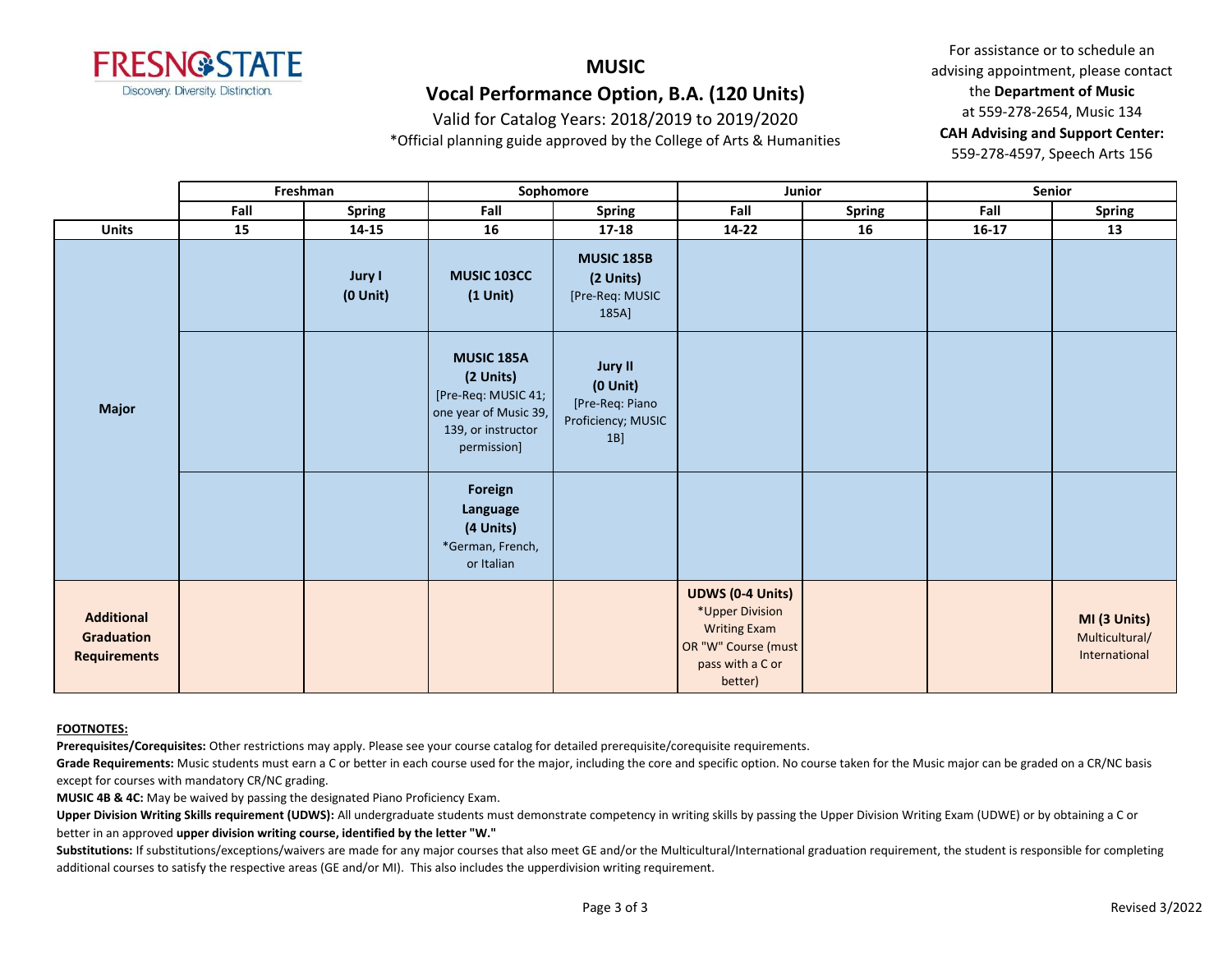# MUSIC

## Vocal Performance Option, B.A. (120 Units)

Valid for Catalog Years: 2018/2019 to 2019/2020

*Official planning guide approved by the College of Arts & Humanities

For assistance or to schedule an advising appointment, please contact the **Department of Music** at 559-278-2654, Music 134

**CAH Advising and Support Center:** 559-278-4597, Speech Arts 156

| | Freshman | | Sophomore | | Junior | | Senior | |
|---|---|---|---|---|---|---|---|---|
| | Fall | Spring | Fall | Spring | Fall | Spring | Fall | Spring |
| **Units** | **15** | **14-15** | **16** | **17-18** | **14-22** | **16** | **16-17** | **13** |
| **Major** | | **Jury I (0 Unit)** | **MUSIC 103CC (1 Unit)** | **MUSIC 185B (2 Units)** [Pre-Req: MUSIC 185A] | | | | |
| **Major** | | | **MUSIC 185A (2 Units)** [Pre-Req: MUSIC 41; one year of Music 39, 139, or instructor permission] | **Jury II (0 Unit)** [Pre-Req: Piano Proficiency; MUSIC 1B] | | | | |
| **Major** | | | **Foreign Language (4 Units)** *German, French, or Italian | | | | | |
| **Additional Graduation Requirements** | | | | | **UDWS (0-4 Units)** *Upper Division Writing Exam OR "W" Course (must pass with a C or better) | | | **MI (3 Units)** Multicultural/ International |

**FOOTNOTES:**

**Prerequisites/Corequisites:** Other restrictions may apply. Please see your course catalog for detailed prerequisite/corequisite requirements.

**Grade Requirements:** Music students must earn a C or better in each course used for the major, including the core and specific option. No course taken for the Music major can be graded on a CR/NC basis except for courses with mandatory CR/NC grading.

**MUSIC 4B & 4C:** May be waived by passing the designated Piano Proficiency Exam.

**Upper Division Writing Skills requirement (UDWS):** All undergraduate students must demonstrate competency in writing skills by passing the Upper Division Writing Exam (UDWE) or by obtaining a C or better in an approved **upper division writing course, identified by the letter "W."**

**Substitutions:** If substitutions/exceptions/waivers are made for any major courses that also meet GE and/or the Multicultural/International graduation requirement, the student is responsible for completing additional courses to satisfy the respective areas (GE and/or MI). This also includes the upperdivision writing requirement.

Revised 3/2022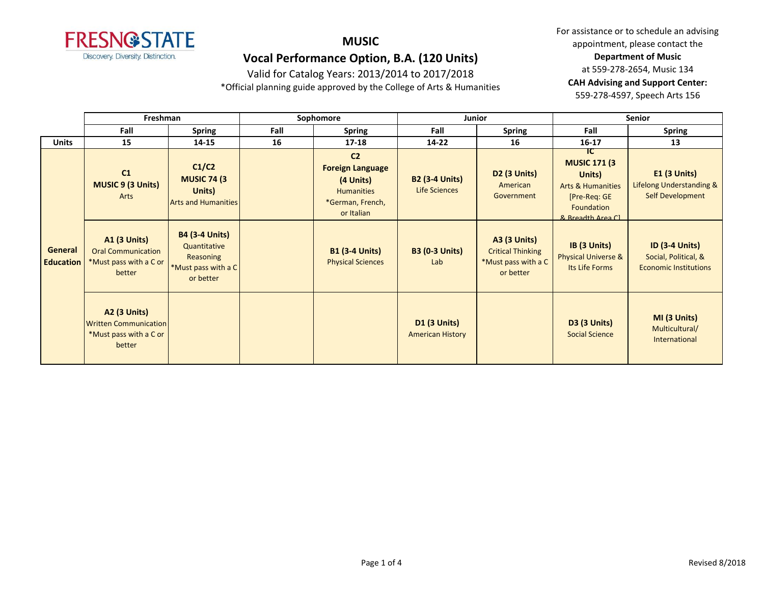# MUSIC

## Vocal Performance Option, B.A. (120 Units)

Valid for Catalog Years: 2013/2014 to 2017/2018

*Official planning guide approved by the College of Arts & Humanities

For assistance or to schedule an advising appointment, please contact the **Department of Music** at 559-278-2654, Music 134

**CAH Advising and Support Center:** 559-278-4597, Speech Arts 156

| | Freshman | | Sophomore | | Junior | | Senior | |
|---|---|---|---|---|---|---|---|---|
| | **Fall** | **Spring** | **Fall** | **Spring** | **Fall** | **Spring** | **Fall** | **Spring** |
| **Units** | **15** | **14-15** | **16** | **17-18** | **14-22** | **16** | **16-17** | **13** |
| **General Education** | **C1 MUSIC 9 (3 Units)** Arts | **C1/C2 MUSIC 74 (3 Units)** Arts and Humanities | | **C2 Foreign Language (4 Units)** Humanities *German, French, or Italian | **B2 (3-4 Units)** Life Sciences | **D2 (3 Units)** American Government | **IC MUSIC 171 (3 Units)** Arts & Humanities [Pre-Req: GE Foundation & Breadth Area C] | **E1 (3 Units)** Lifelong Understanding & Self Development |
| | **A1 (3 Units)** Oral Communication *Must pass with a C or better | **B4 (3-4 Units)** Quantitative Reasoning *Must pass with a C or better | | **B1 (3-4 Units)** Physical Sciences | **B3 (0-3 Units)** Lab | **A3 (3 Units)** Critical Thinking *Must pass with a C or better | **IB (3 Units)** Physical Universe & Its Life Forms | **ID (3-4 Units)** Social, Political, & Economic Institutions |
| | **A2 (3 Units)** Written Communication *Must pass with a C or better | | | | **D1 (3 Units)** American History | | **D3 (3 Units)** Social Science | **MI (3 Units)** Multicultural/ International |

Revised 8/2018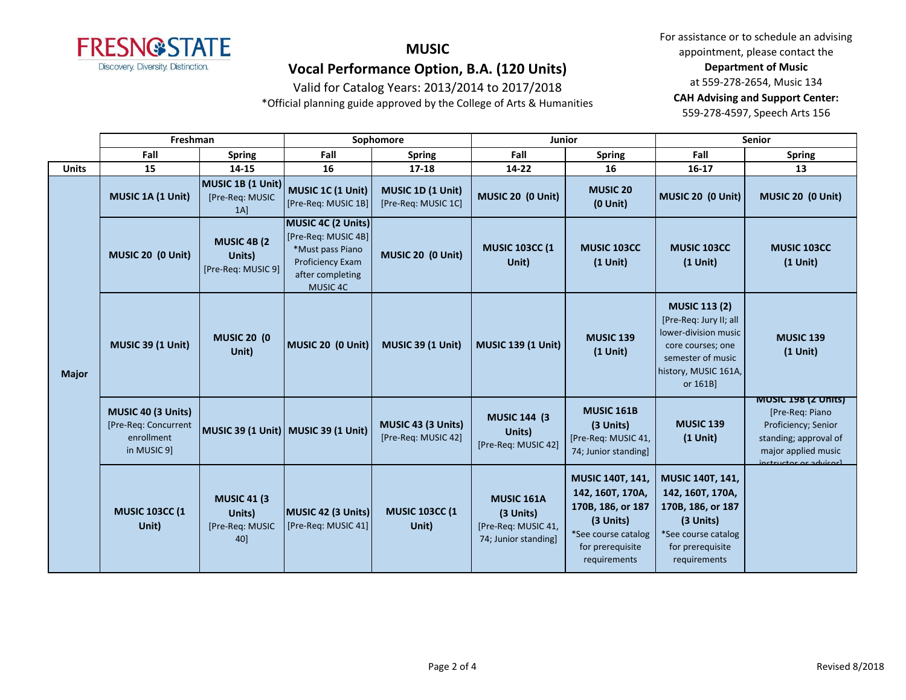# MUSIC

## Vocal Performance Option, B.A. (120 Units)

Valid for Catalog Years: 2013/2014 to 2017/2018

*Official planning guide approved by the College of Arts & Humanities

For assistance or to schedule an advising appointment, please contact the **Department of Music** at 559-278-2654, Music 134

**CAH Advising and Support Center:** 559-278-4597, Speech Arts 156

| | Freshman | | Sophomore | | Junior | | Senior | |
|---|---|---|---|---|---|---|---|---|
| | Fall | Spring | Fall | Spring | Fall | Spring | Fall | Spring |
| **Units** | 15 | 14-15 | 16 | 17-18 | 14-22 | 16 | 16-17 | 13 |
| **Major** | **MUSIC 1A (1 Unit)** | **MUSIC 1B (1 Unit)** [Pre-Req: MUSIC 1A] | **MUSIC 1C (1 Unit)** [Pre-Req: MUSIC 1B] | **MUSIC 1D (1 Unit)** [Pre-Req: MUSIC 1C] | **MUSIC 20 (0 Unit)** | **MUSIC 20 (0 Unit)** | **MUSIC 20 (0 Unit)** | **MUSIC 20 (0 Unit)** |
| | **MUSIC 20 (0 Unit)** | **MUSIC 4B (2 Units)** [Pre-Req: MUSIC 9] | **MUSIC 4C (2 Units)** [Pre-Req: MUSIC 4B] *Must pass Piano Proficiency Exam after completing MUSIC 4C | **MUSIC 20 (0 Unit)** | **MUSIC 103CC (1 Unit)** | **MUSIC 103CC (1 Unit)** | **MUSIC 103CC (1 Unit)** | **MUSIC 103CC (1 Unit)** |
| | **MUSIC 39 (1 Unit)** | **MUSIC 20 (0 Unit)** | **MUSIC 20 (0 Unit)** | **MUSIC 39 (1 Unit)** | **MUSIC 139 (1 Unit)** | **MUSIC 139 (1 Unit)** | **MUSIC 113 (2)** [Pre-Req: Jury II; all lower-division music core courses; one semester of music history, MUSIC 161A, or 161B] | **MUSIC 139 (1 Unit)** |
| | **MUSIC 40 (3 Units)** [Pre-Req: Concurrent enrollment in MUSIC 9] | **MUSIC 39 (1 Unit)** | **MUSIC 39 (1 Unit)** | **MUSIC 43 (3 Units)** [Pre-Req: MUSIC 42] | **MUSIC 144 (3 Units)** [Pre-Req: MUSIC 42] | **MUSIC 161B (3 Units)** [Pre-Req: MUSIC 41, 74; Junior standing] | **MUSIC 139 (1 Unit)** | **MUSIC 198 (2 Units)** [Pre-Req: Piano Proficiency; Senior standing; approval of major applied music instructor or advisor] |
| | **MUSIC 103CC (1 Unit)** | **MUSIC 41 (3 Units)** [Pre-Req: MUSIC 40] | **MUSIC 42 (3 Units)** [Pre-Req: MUSIC 41] | **MUSIC 103CC (1 Unit)** | **MUSIC 161A (3 Units)** [Pre-Req: MUSIC 41, 74; Junior standing] | **MUSIC 140T, 141, 142, 160T, 170A, 170B, 186, or 187 (3 Units)** *See course catalog for prerequisite requirements | **MUSIC 140T, 141, 142, 160T, 170A, 170B, 186, or 187 (3 Units)** *See course catalog for prerequisite requirements | |

Revised 8/2018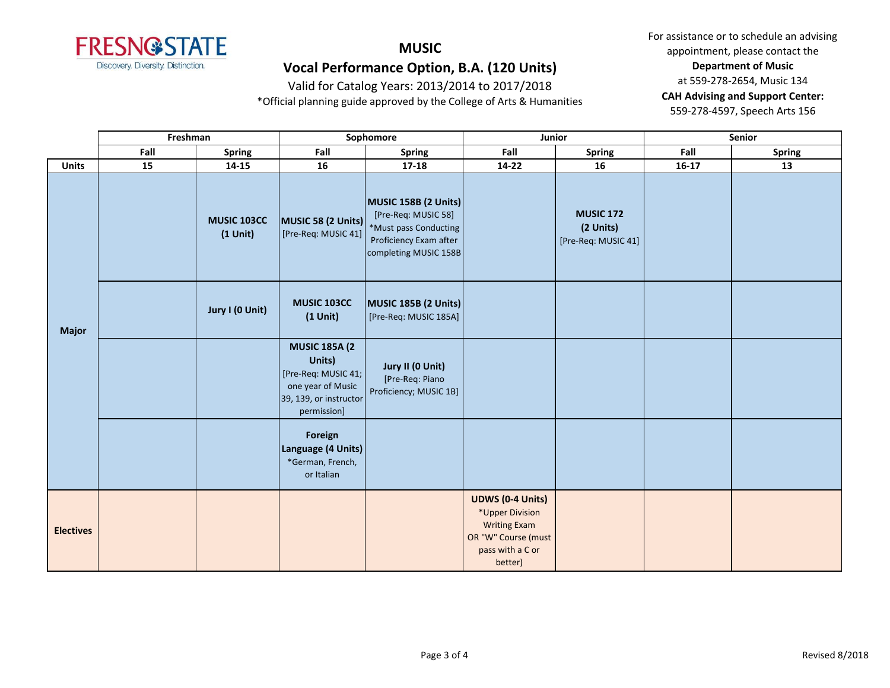# MUSIC

## Vocal Performance Option, B.A. (120 Units)

Valid for Catalog Years: 2013/2014 to 2017/2018

*Official planning guide approved by the College of Arts & Humanities

For assistance or to schedule an advising appointment, please contact the **Department of Music** at 559-278-2654, Music 134

**CAH Advising and Support Center:** 559-278-4597, Speech Arts 156

| | Freshman | | Sophomore | | Junior | | Senior | |
|---|---|---|---|---|---|---|---|---|
| | **Fall** | **Spring** | **Fall** | **Spring** | **Fall** | **Spring** | **Fall** | **Spring** |
| **Units** | **15** | **14-15** | **16** | **17-18** | **14-22** | **16** | **16-17** | **13** |
| **Major** | | **MUSIC 103CC (1 Unit)** | **MUSIC 58 (2 Units)** [Pre-Req: MUSIC 41] | **MUSIC 158B (2 Units)** [Pre-Req: MUSIC 58] *Must pass Conducting Proficiency Exam after completing MUSIC 158B | | **MUSIC 172 (2 Units)** [Pre-Req: MUSIC 41] | | |
| | | **Jury I (0 Unit)** | **MUSIC 103CC (1 Unit)** | **MUSIC 185B (2 Units)** [Pre-Req: MUSIC 185A] | | | | |
| | | | **MUSIC 185A (2 Units)** [Pre-Req: MUSIC 41; one year of Music 39, 139, or instructor permission] | **Jury II (0 Unit)** [Pre-Req: Piano Proficiency; MUSIC 1B] | | | | |
| | | | **Foreign Language (4 Units)** *German, French, or Italian | | | | | |
| **Electives** | | | | | **UDWS (0-4 Units)** *Upper Division Writing Exam OR "W" Course (must pass with a C or better) | | | |

Revised 8/2018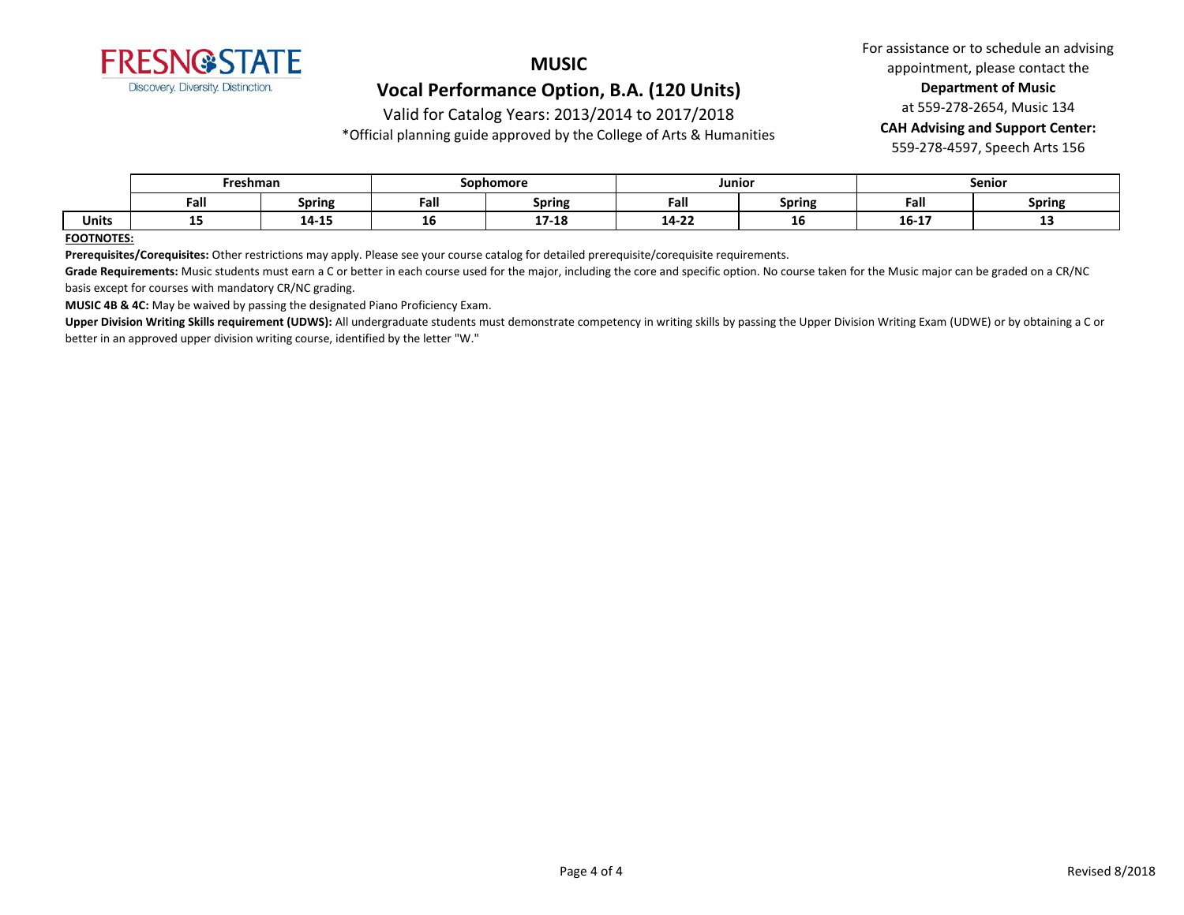# MUSIC

## Vocal Performance Option, B.A. (120 Units)

Valid for Catalog Years: 2013/2014 to 2017/2018

*Official planning guide approved by the College of Arts & Humanities

For assistance or to schedule an advising appointment, please contact the **Department of Music** at 559-278-2654, Music 134

**CAH Advising and Support Center:** 559-278-4597, Speech Arts 156

| | Freshman | | Sophomore | | Junior | | Senior | |
|---|---|---|---|---|---|---|---|---|
| | Fall | Spring | Fall | Spring | Fall | Spring | Fall | Spring |
| **Units** | 15 | 14-15 | 16 | 17-18 | 14-22 | 16 | 16-17 | 13 |

**FOOTNOTES:**

**Prerequisites/Corequisites:** Other restrictions may apply. Please see your course catalog for detailed prerequisite/corequisite requirements.

**Grade Requirements:** Music students must earn a C or better in each course used for the major, including the core and specific option. No course taken for the Music major can be graded on a CR/NC basis except for courses with mandatory CR/NC grading.

**MUSIC 4B & 4C:** May be waived by passing the designated Piano Proficiency Exam.

**Upper Division Writing Skills requirement (UDWS):** All undergraduate students must demonstrate competency in writing skills by passing the Upper Division Writing Exam (UDWE) or by obtaining a C or better in an approved upper division writing course, identified by the letter "W."

Revised 8/2018